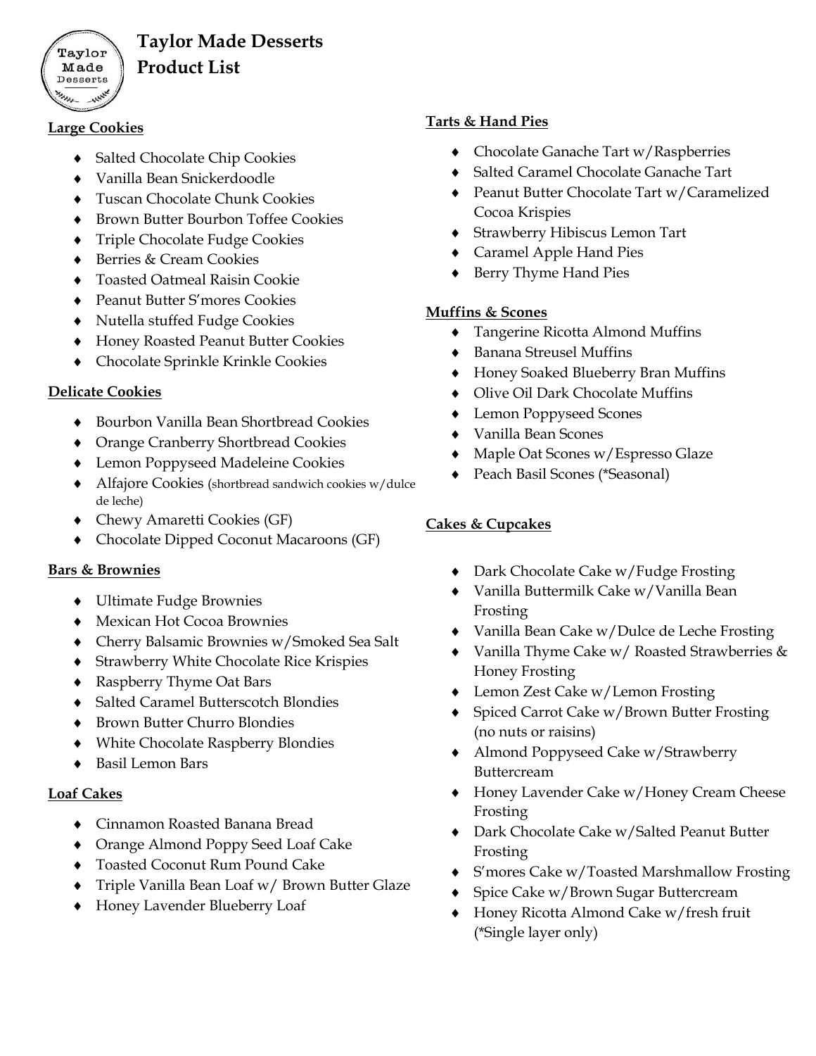# Taylor Made Desserts
## Product List

### Large Cookies

- Salted Chocolate Chip Cookies
- Vanilla Bean Snickerdoodle
- Tuscan Chocolate Chunk Cookies
- Brown Butter Bourbon Toffee Cookies
- Triple Chocolate Fudge Cookies
- Berries & Cream Cookies
- Toasted Oatmeal Raisin Cookie
- Peanut Butter S'mores Cookies
- Nutella stuffed Fudge Cookies
- Honey Roasted Peanut Butter Cookies
- Chocolate Sprinkle Krinkle Cookies

### Delicate Cookies

- Bourbon Vanilla Bean Shortbread Cookies
- Orange Cranberry Shortbread Cookies
- Lemon Poppyseed Madeleine Cookies
- Alfajore Cookies (shortbread sandwich cookies w/dulce de leche)
- Chewy Amaretti Cookies (GF)
- Chocolate Dipped Coconut Macaroons (GF)

### Bars & Brownies

- Ultimate Fudge Brownies
- Mexican Hot Cocoa Brownies
- Cherry Balsamic Brownies w/Smoked Sea Salt
- Strawberry White Chocolate Rice Krispies
- Raspberry Thyme Oat Bars
- Salted Caramel Butterscotch Blondies
- Brown Butter Churro Blondies
- White Chocolate Raspberry Blondies
- Basil Lemon Bars

### Loaf Cakes

- Cinnamon Roasted Banana Bread
- Orange Almond Poppy Seed Loaf Cake
- Toasted Coconut Rum Pound Cake
- Triple Vanilla Bean Loaf w/ Brown Butter Glaze
- Honey Lavender Blueberry Loaf

### Tarts & Hand Pies

- Chocolate Ganache Tart w/Raspberries
- Salted Caramel Chocolate Ganache Tart
- Peanut Butter Chocolate Tart w/Caramelized Cocoa Krispies
- Strawberry Hibiscus Lemon Tart
- Caramel Apple Hand Pies
- Berry Thyme Hand Pies

### Muffins & Scones

- Tangerine Ricotta Almond Muffins
- Banana Streusel Muffins
- Honey Soaked Blueberry Bran Muffins
- Olive Oil Dark Chocolate Muffins
- Lemon Poppyseed Scones
- Vanilla Bean Scones
- Maple Oat Scones w/Espresso Glaze
- Peach Basil Scones (*Seasonal)

### Cakes & Cupcakes

- Dark Chocolate Cake w/Fudge Frosting
- Vanilla Buttermilk Cake w/Vanilla Bean Frosting
- Vanilla Bean Cake w/Dulce de Leche Frosting
- Vanilla Thyme Cake w/ Roasted Strawberries & Honey Frosting
- Lemon Zest Cake w/Lemon Frosting
- Spiced Carrot Cake w/Brown Butter Frosting (no nuts or raisins)
- Almond Poppyseed Cake w/Strawberry Buttercream
- Honey Lavender Cake w/Honey Cream Cheese Frosting
- Dark Chocolate Cake w/Salted Peanut Butter Frosting
- S'mores Cake w/Toasted Marshmallow Frosting
- Spice Cake w/Brown Sugar Buttercream
- Honey Ricotta Almond Cake w/fresh fruit (*Single layer only)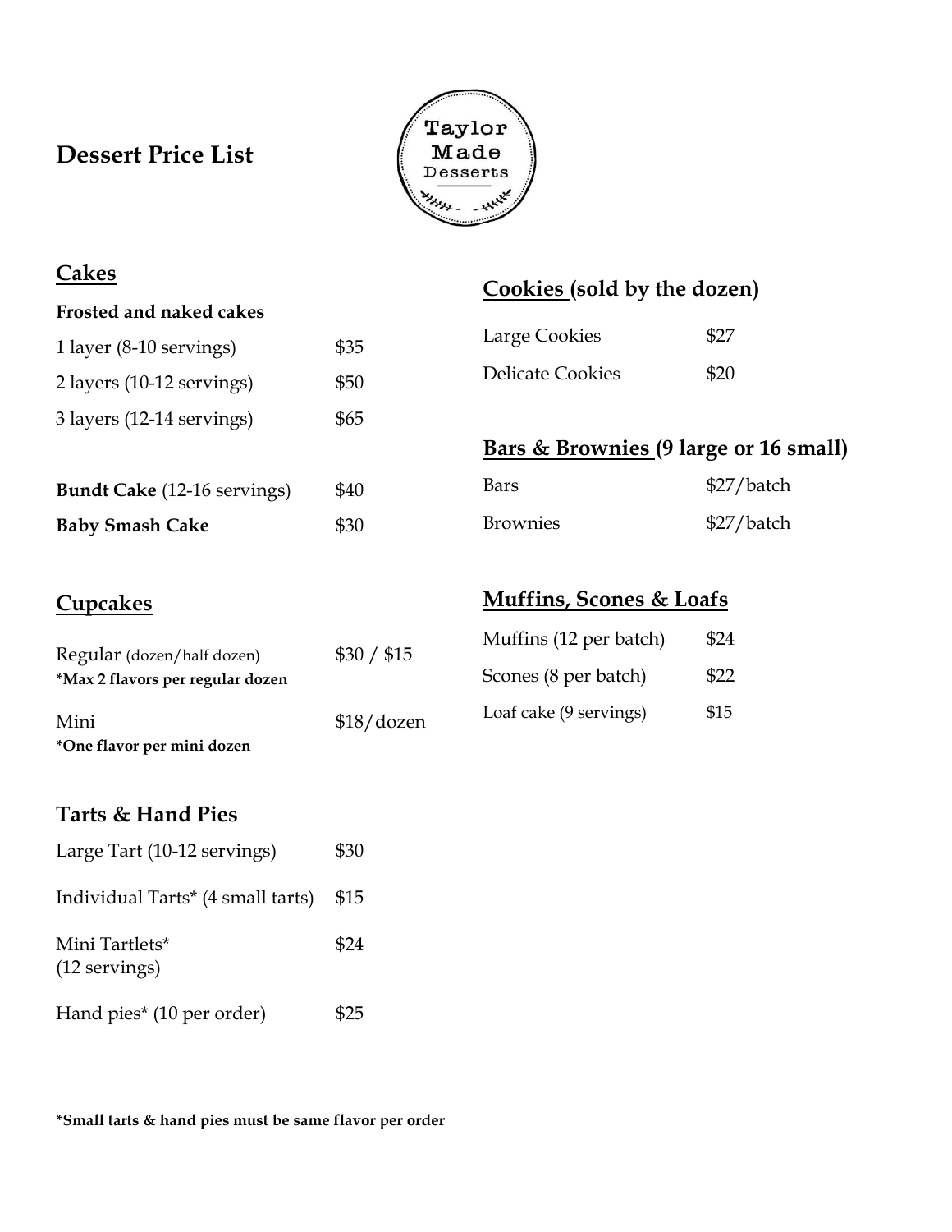# Dessert Price List

Taylor Made Desserts

## Cakes

**Frosted and naked cakes**

| | |
|---|---|
| 1 layer (8-10 servings) | $35 |
| 2 layers (10-12 servings) | $50 |
| 3 layers (12-14 servings) | $65 |
| **Bundt Cake** (12-16 servings) | $40 |
| **Baby Smash Cake** | $30 |

## Cupcakes

| | |
|---|---|
| Regular (dozen/half dozen) | $30 / $15 |
| Mini | $18/dozen |

**\*Max 2 flavors per regular dozen**

**\*One flavor per mini dozen**

## Tarts & Hand Pies

| | |
|---|---|
| Large Tart (10-12 servings) | $30 |
| Individual Tarts* (4 small tarts) | $15 |
| Mini Tartlets* (12 servings) | $24 |
| Hand pies* (10 per order) | $25 |

## Cookies (sold by the dozen)

| | |
|---|---|
| Large Cookies | $27 |
| Delicate Cookies | $20 |

## Bars & Brownies (9 large or 16 small)

| | |
|---|---|
| Bars | $27/batch |
| Brownies | $27/batch |

## Muffins, Scones & Loafs

| | |
|---|---|
| Muffins (12 per batch) | $24 |
| Scones (8 per batch) | $22 |
| Loaf cake (9 servings) | $15 |

**\*Small tarts & hand pies must be same flavor per order**